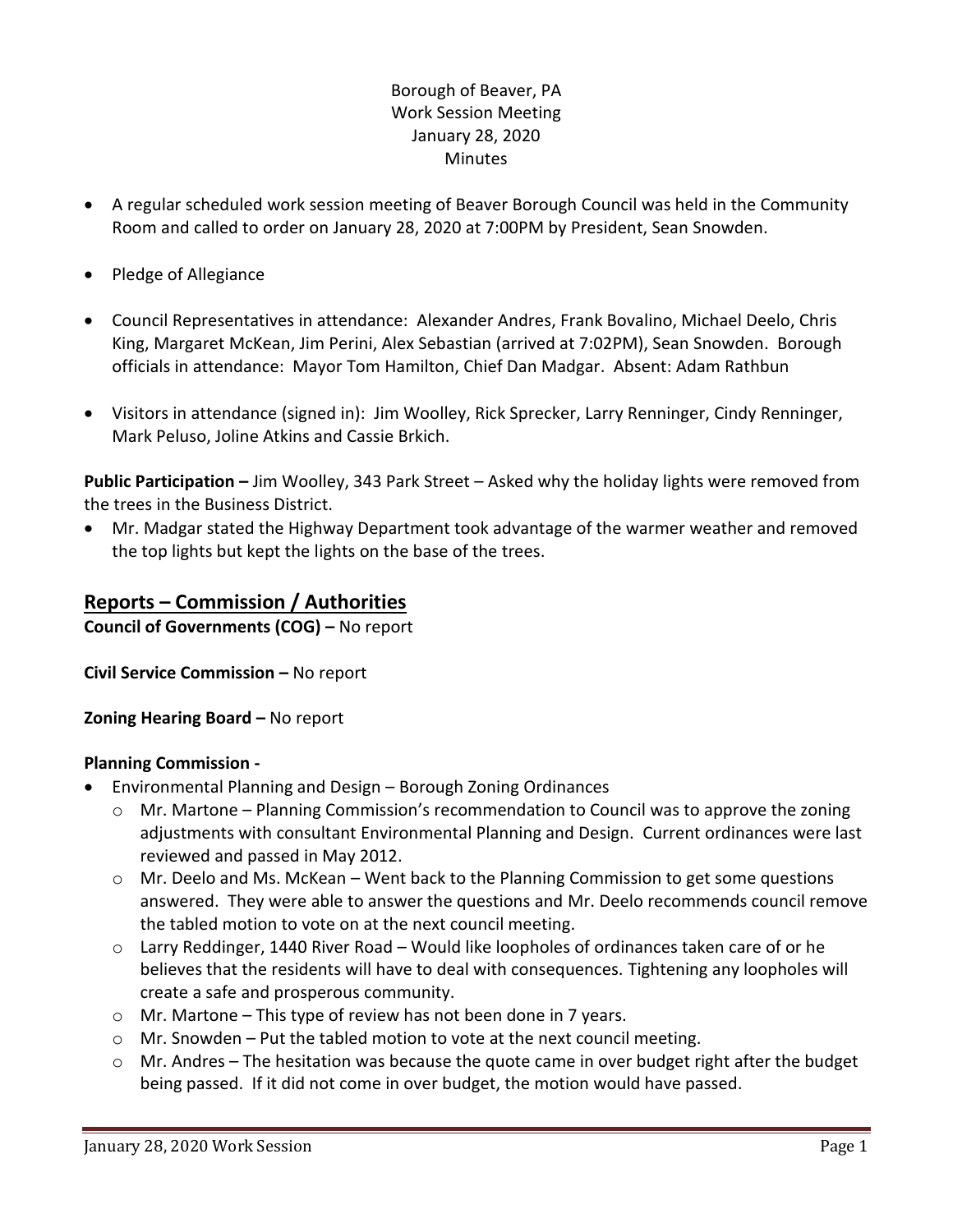Borough of Beaver, PA
Work Session Meeting
January 28, 2020
Minutes

- A regular scheduled work session meeting of Beaver Borough Council was held in the Community Room and called to order on January 28, 2020 at 7:00PM by President, Sean Snowden.
- Pledge of Allegiance
- Council Representatives in attendance: Alexander Andres, Frank Bovalino, Michael Deelo, Chris King, Margaret McKean, Jim Perini, Alex Sebastian (arrived at 7:02PM), Sean Snowden. Borough officials in attendance: Mayor Tom Hamilton, Chief Dan Madgar. Absent: Adam Rathbun
- Visitors in attendance (signed in): Jim Woolley, Rick Sprecker, Larry Renninger, Cindy Renninger, Mark Peluso, Joline Atkins and Cassie Brkich.

**Public Participation –** Jim Woolley, 343 Park Street – Asked why the holiday lights were removed from the trees in the Business District.

- Mr. Madgar stated the Highway Department took advantage of the warmer weather and removed the top lights but kept the lights on the base of the trees.

## Reports – Commission / Authorities

**Council of Governments (COG) –** No report

**Civil Service Commission –** No report

**Zoning Hearing Board –** No report

**Planning Commission -**

- Environmental Planning and Design – Borough Zoning Ordinances
  - Mr. Martone – Planning Commission's recommendation to Council was to approve the zoning adjustments with consultant Environmental Planning and Design. Current ordinances were last reviewed and passed in May 2012.
  - Mr. Deelo and Ms. McKean – Went back to the Planning Commission to get some questions answered. They were able to answer the questions and Mr. Deelo recommends council remove the tabled motion to vote on at the next council meeting.
  - Larry Reddinger, 1440 River Road – Would like loopholes of ordinances taken care of or he believes that the residents will have to deal with consequences. Tightening any loopholes will create a safe and prosperous community.
  - Mr. Martone – This type of review has not been done in 7 years.
  - Mr. Snowden – Put the tabled motion to vote at the next council meeting.
  - Mr. Andres – The hesitation was because the quote came in over budget right after the budget being passed. If it did not come in over budget, the motion would have passed.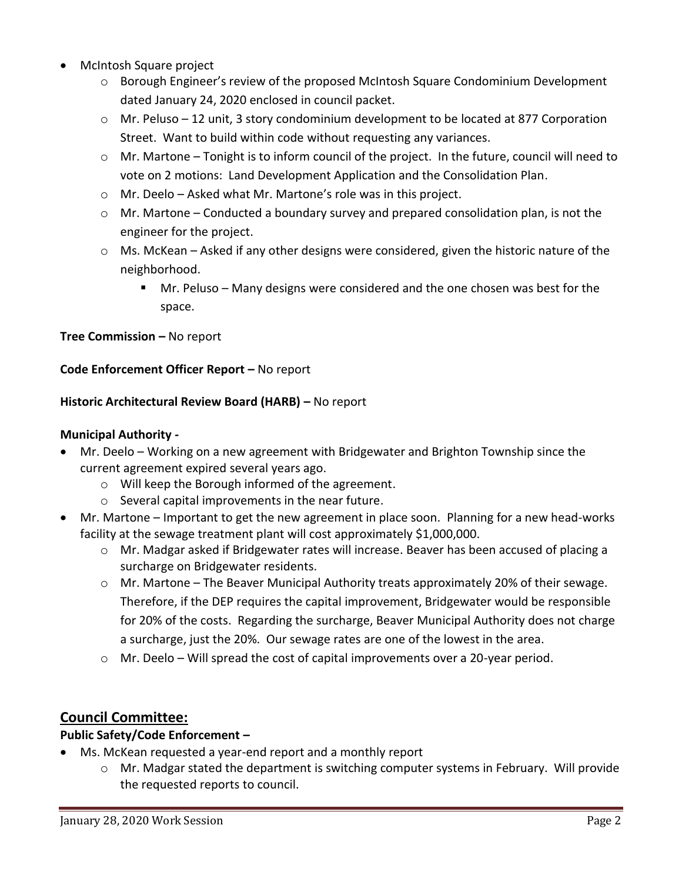- McIntosh Square project
  - Borough Engineer's review of the proposed McIntosh Square Condominium Development dated January 24, 2020 enclosed in council packet.
  - Mr. Peluso – 12 unit, 3 story condominium development to be located at 877 Corporation Street. Want to build within code without requesting any variances.
  - Mr. Martone – Tonight is to inform council of the project. In the future, council will need to vote on 2 motions: Land Development Application and the Consolidation Plan.
  - Mr. Deelo – Asked what Mr. Martone's role was in this project.
  - Mr. Martone – Conducted a boundary survey and prepared consolidation plan, is not the engineer for the project.
  - Ms. McKean – Asked if any other designs were considered, given the historic nature of the neighborhood.
    - Mr. Peluso – Many designs were considered and the one chosen was best for the space.

**Tree Commission –** No report

**Code Enforcement Officer Report –** No report

**Historic Architectural Review Board (HARB) –** No report

**Municipal Authority -**

- Mr. Deelo – Working on a new agreement with Bridgewater and Brighton Township since the current agreement expired several years ago.
  - Will keep the Borough informed of the agreement.
  - Several capital improvements in the near future.
- Mr. Martone – Important to get the new agreement in place soon. Planning for a new head-works facility at the sewage treatment plant will cost approximately $1,000,000.
  - Mr. Madgar asked if Bridgewater rates will increase. Beaver has been accused of placing a surcharge on Bridgewater residents.
  - Mr. Martone – The Beaver Municipal Authority treats approximately 20% of their sewage. Therefore, if the DEP requires the capital improvement, Bridgewater would be responsible for 20% of the costs. Regarding the surcharge, Beaver Municipal Authority does not charge a surcharge, just the 20%. Our sewage rates are one of the lowest in the area.
  - Mr. Deelo – Will spread the cost of capital improvements over a 20-year period.

## Council Committee:

**Public Safety/Code Enforcement –**

- Ms. McKean requested a year-end report and a monthly report
  - Mr. Madgar stated the department is switching computer systems in February. Will provide the requested reports to council.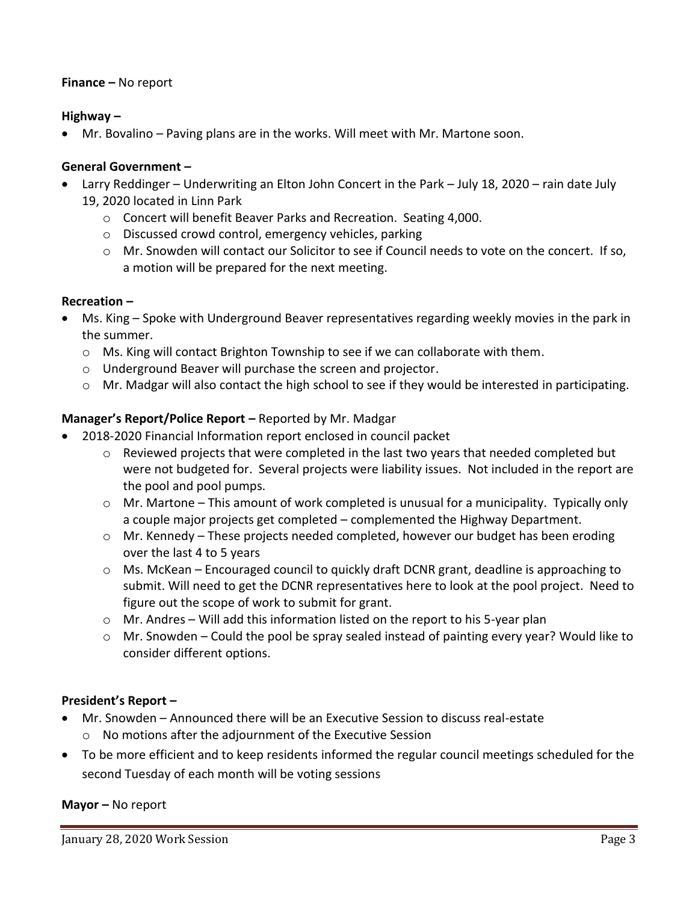**Finance –** No report

**Highway –**

- Mr. Bovalino – Paving plans are in the works. Will meet with Mr. Martone soon.

**General Government –**

- Larry Reddinger – Underwriting an Elton John Concert in the Park – July 18, 2020 – rain date July 19, 2020 located in Linn Park
  - Concert will benefit Beaver Parks and Recreation. Seating 4,000.
  - Discussed crowd control, emergency vehicles, parking
  - Mr. Snowden will contact our Solicitor to see if Council needs to vote on the concert. If so, a motion will be prepared for the next meeting.

**Recreation –**

- Ms. King – Spoke with Underground Beaver representatives regarding weekly movies in the park in the summer.
  - Ms. King will contact Brighton Township to see if we can collaborate with them.
  - Underground Beaver will purchase the screen and projector.
  - Mr. Madgar will also contact the high school to see if they would be interested in participating.

**Manager's Report/Police Report –** Reported by Mr. Madgar

- 2018-2020 Financial Information report enclosed in council packet
  - Reviewed projects that were completed in the last two years that needed completed but were not budgeted for. Several projects were liability issues. Not included in the report are the pool and pool pumps.
  - Mr. Martone – This amount of work completed is unusual for a municipality. Typically only a couple major projects get completed – complemented the Highway Department.
  - Mr. Kennedy – These projects needed completed, however our budget has been eroding over the last 4 to 5 years
  - Ms. McKean – Encouraged council to quickly draft DCNR grant, deadline is approaching to submit. Will need to get the DCNR representatives here to look at the pool project. Need to figure out the scope of work to submit for grant.
  - Mr. Andres – Will add this information listed on the report to his 5-year plan
  - Mr. Snowden – Could the pool be spray sealed instead of painting every year? Would like to consider different options.

**President's Report –**

- Mr. Snowden – Announced there will be an Executive Session to discuss real-estate
  - No motions after the adjournment of the Executive Session
- To be more efficient and to keep residents informed the regular council meetings scheduled for the second Tuesday of each month will be voting sessions

**Mayor –** No report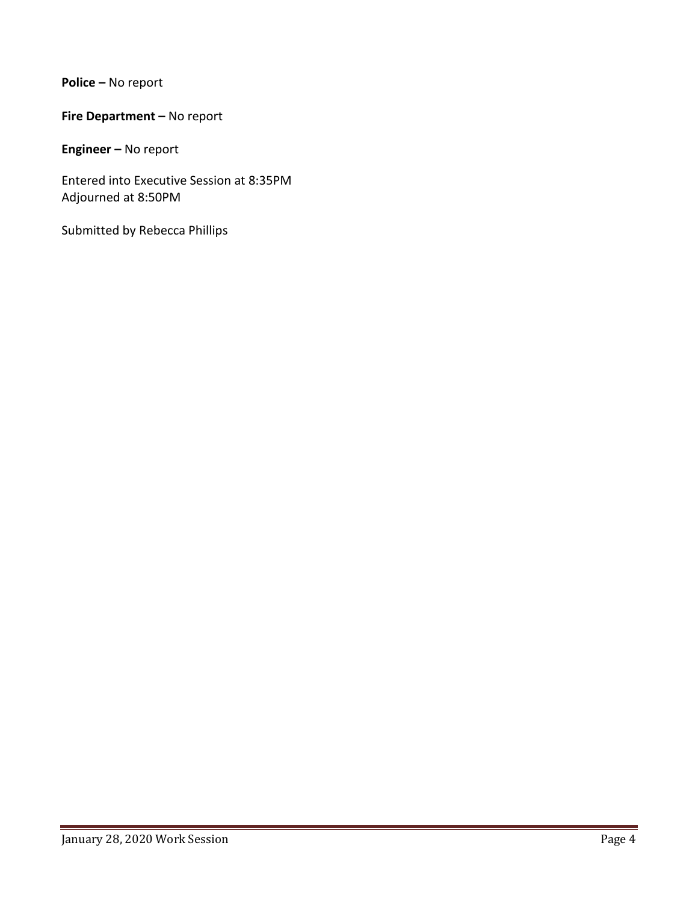**Police –** No report

**Fire Department –** No report

**Engineer –** No report

Entered into Executive Session at 8:35PM
Adjourned at 8:50PM

Submitted by Rebecca Phillips